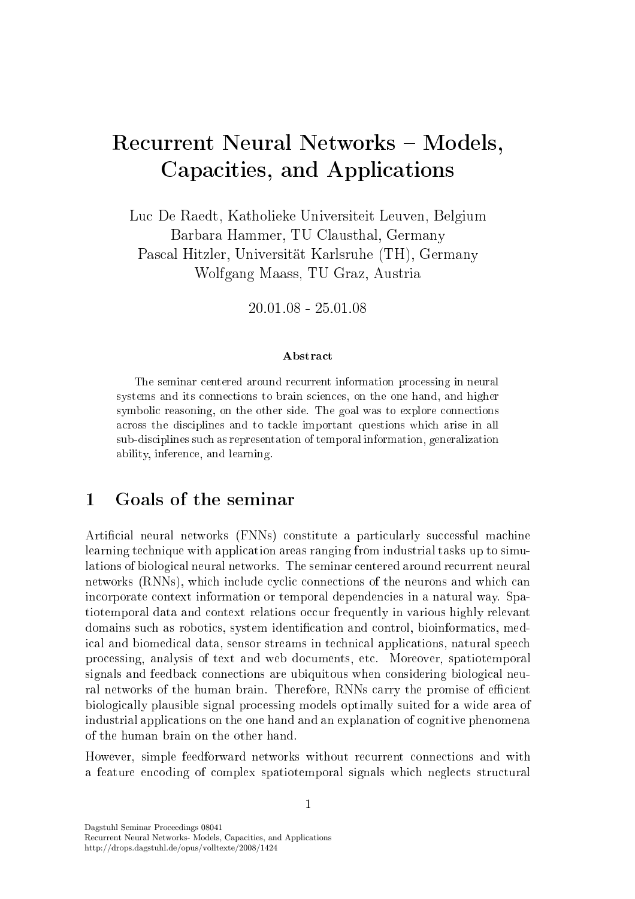# Recurrent Neural Networks – Models, Capacities, and Applications

Luc De Raedt, Katholieke Universiteit Leuven, Belgium
Barbara Hammer, TU Clausthal, Germany
Pascal Hitzler, Universität Karlsruhe (TH), Germany
Wolfgang Maass, TU Graz, Austria

20.01.08 - 25.01.08

**Abstract**

The seminar centered around recurrent information processing in neural systems and its connections to brain sciences, on the one hand, and higher symbolic reasoning, on the other side. The goal was to explore connections across the disciplines and to tackle important questions which arise in all sub-disciplines such as representation of temporal information, generalization ability, inference, and learning.

## 1 Goals of the seminar

Artificial neural networks (FNNs) constitute a particularly successful machine learning technique with application areas ranging from industrial tasks up to simulations of biological neural networks. The seminar centered around recurrent neural networks (RNNs), which include cyclic connections of the neurons and which can incorporate context information or temporal dependencies in a natural way. Spatiotemporal data and context relations occur frequently in various highly relevant domains such as robotics, system identification and control, bioinformatics, medical and biomedical data, sensor streams in technical applications, natural speech processing, analysis of text and web documents, etc. Moreover, spatiotemporal signals and feedback connections are ubiquitous when considering biological neural networks of the human brain. Therefore, RNNs carry the promise of efficient biologically plausible signal processing models optimally suited for a wide area of industrial applications on the one hand and an explanation of cognitive phenomena of the human brain on the other hand.

However, simple feedforward networks without recurrent connections and with a feature encoding of complex spatiotemporal signals which neglects structural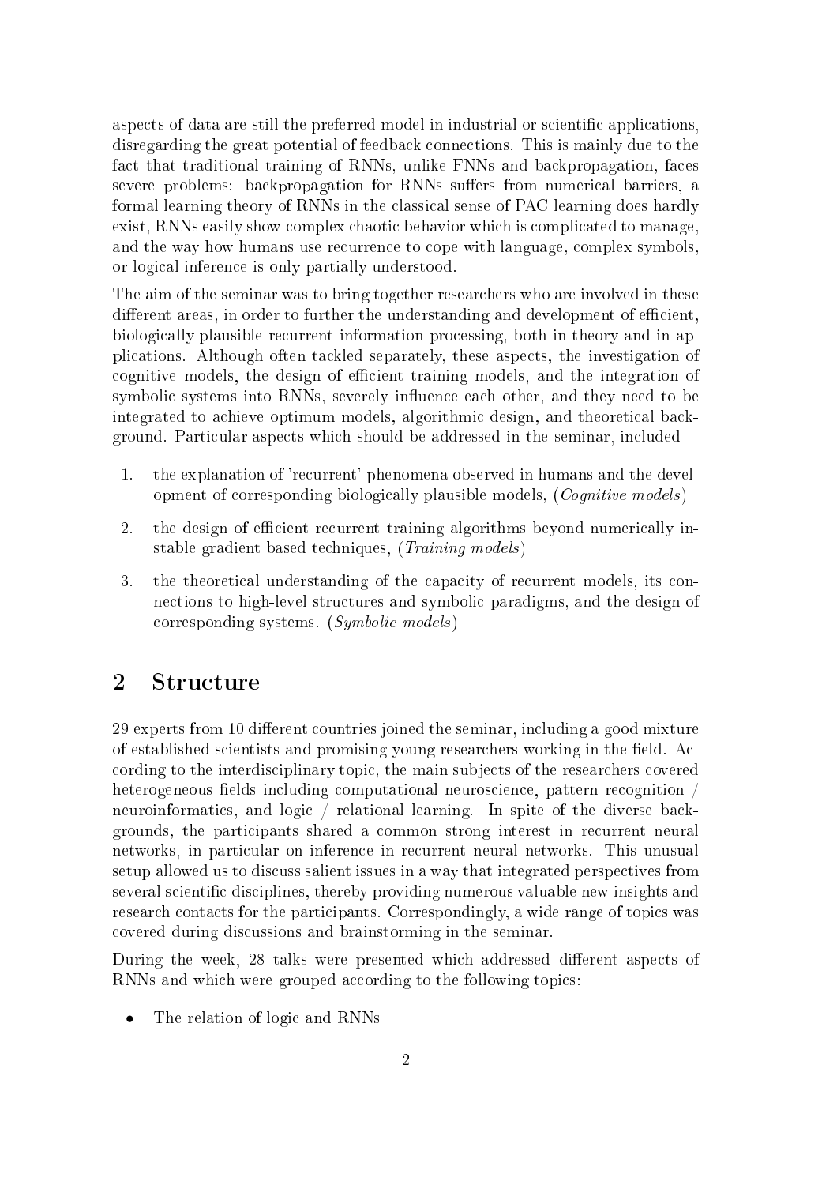aspects of data are still the preferred model in industrial or scientific applications, disregarding the great potential of feedback connections. This is mainly due to the fact that traditional training of RNNs, unlike FNNs and backpropagation, faces severe problems: backpropagation for RNNs suffers from numerical barriers, a formal learning theory of RNNs in the classical sense of PAC learning does hardly exist, RNNs easily show complex chaotic behavior which is complicated to manage, and the way how humans use recurrence to cope with language, complex symbols, or logical inference is only partially understood.

The aim of the seminar was to bring together researchers who are involved in these different areas, in order to further the understanding and development of efficient, biologically plausible recurrent information processing, both in theory and in applications. Although often tackled separately, these aspects, the investigation of cognitive models, the design of efficient training models, and the integration of symbolic systems into RNNs, severely influence each other, and they need to be integrated to achieve optimum models, algorithmic design, and theoretical background. Particular aspects which should be addressed in the seminar, included

1. the explanation of 'recurrent' phenomena observed in humans and the development of corresponding biologically plausible models, (*Cognitive models*)
2. the design of efficient recurrent training algorithms beyond numerically instable gradient based techniques, (*Training models*)
3. the theoretical understanding of the capacity of recurrent models, its connections to high-level structures and symbolic paradigms, and the design of corresponding systems. (*Symbolic models*)

## 2 Structure

29 experts from 10 different countries joined the seminar, including a good mixture of established scientists and promising young researchers working in the field. According to the interdisciplinary topic, the main subjects of the researchers covered heterogeneous fields including computational neuroscience, pattern recognition / neuroinformatics, and logic / relational learning. In spite of the diverse backgrounds, the participants shared a common strong interest in recurrent neural networks, in particular on inference in recurrent neural networks. This unusual setup allowed us to discuss salient issues in a way that integrated perspectives from several scientific disciplines, thereby providing numerous valuable new insights and research contacts for the participants. Correspondingly, a wide range of topics was covered during discussions and brainstorming in the seminar.

During the week, 28 talks were presented which addressed different aspects of RNNs and which were grouped according to the following topics:

- The relation of logic and RNNs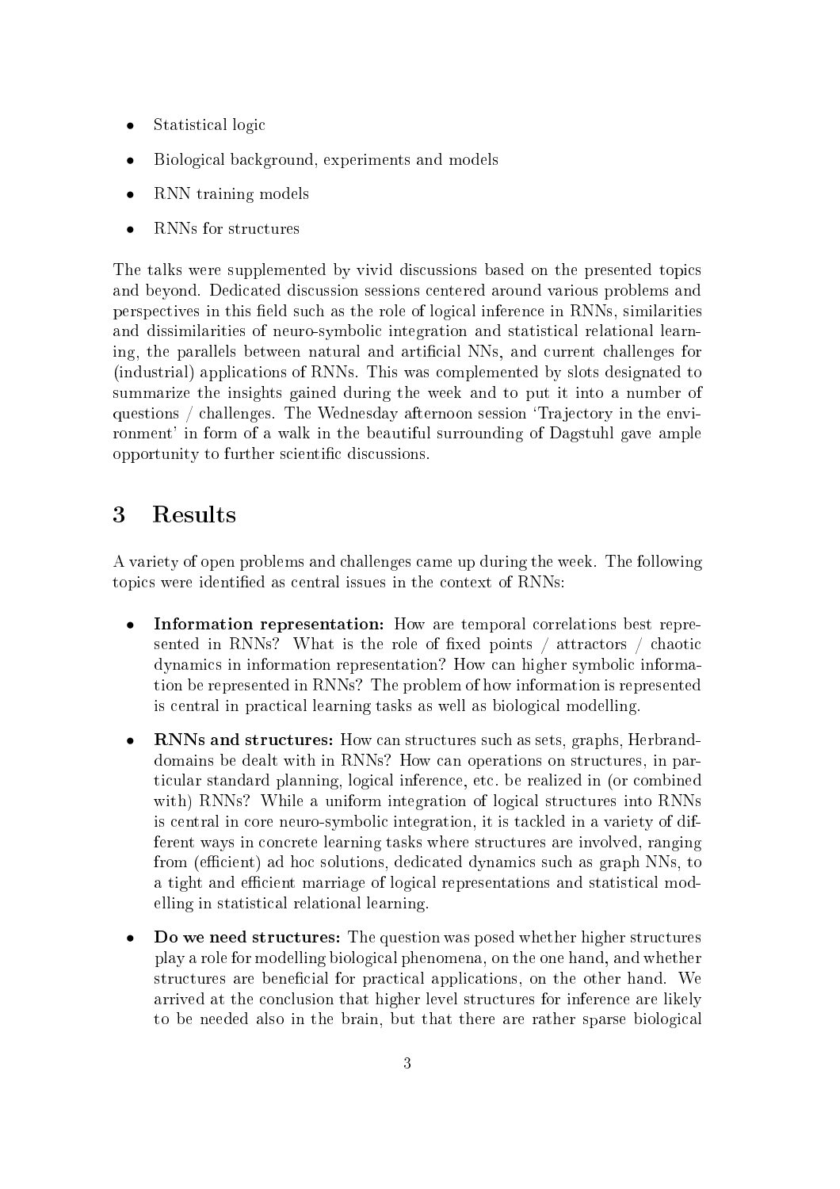- Statistical logic
- Biological background, experiments and models
- RNN training models
- RNNs for structures

The talks were supplemented by vivid discussions based on the presented topics and beyond. Dedicated discussion sessions centered around various problems and perspectives in this field such as the role of logical inference in RNNs, similarities and dissimilarities of neuro-symbolic integration and statistical relational learning, the parallels between natural and artificial NNs, and current challenges for (industrial) applications of RNNs. This was complemented by slots designated to summarize the insights gained during the week and to put it into a number of questions / challenges. The Wednesday afternoon session 'Trajectory in the environment' in form of a walk in the beautiful surrounding of Dagstuhl gave ample opportunity to further scientific discussions.

# 3 Results

A variety of open problems and challenges came up during the week. The following topics were identified as central issues in the context of RNNs:

- **Information representation:** How are temporal correlations best represented in RNNs? What is the role of fixed points / attractors / chaotic dynamics in information representation? How can higher symbolic information be represented in RNNs? The problem of how information is represented is central in practical learning tasks as well as biological modelling.
- **RNNs and structures:** How can structures such as sets, graphs, Herbrand-domains be dealt with in RNNs? How can operations on structures, in particular standard planning, logical inference, etc. be realized in (or combined with) RNNs? While a uniform integration of logical structures into RNNs is central in core neuro-symbolic integration, it is tackled in a variety of different ways in concrete learning tasks where structures are involved, ranging from (efficient) ad hoc solutions, dedicated dynamics such as graph NNs, to a tight and efficient marriage of logical representations and statistical modelling in statistical relational learning.
- **Do we need structures:** The question was posed whether higher structures play a role for modelling biological phenomena, on the one hand, and whether structures are beneficial for practical applications, on the other hand. We arrived at the conclusion that higher level structures for inference are likely to be needed also in the brain, but that there are rather sparse biological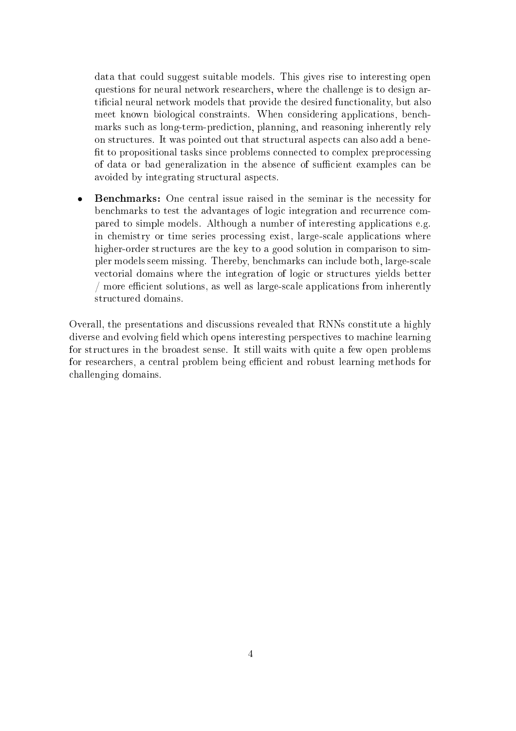data that could suggest suitable models. This gives rise to interesting open questions for neural network researchers, where the challenge is to design artificial neural network models that provide the desired functionality, but also meet known biological constraints. When considering applications, benchmarks such as long-term-prediction, planning, and reasoning inherently rely on structures. It was pointed out that structural aspects can also add a benefit to propositional tasks since problems connected to complex preprocessing of data or bad generalization in the absence of sufficient examples can be avoided by integrating structural aspects.

- **Benchmarks:** One central issue raised in the seminar is the necessity for benchmarks to test the advantages of logic integration and recurrence compared to simple models. Although a number of interesting applications e.g. in chemistry or time series processing exist, large-scale applications where higher-order structures are the key to a good solution in comparison to simpler models seem missing. Thereby, benchmarks can include both, large-scale vectorial domains where the integration of logic or structures yields better / more efficient solutions, as well as large-scale applications from inherently structured domains.

Overall, the presentations and discussions revealed that RNNs constitute a highly diverse and evolving field which opens interesting perspectives to machine learning for structures in the broadest sense. It still waits with quite a few open problems for researchers, a central problem being efficient and robust learning methods for challenging domains.